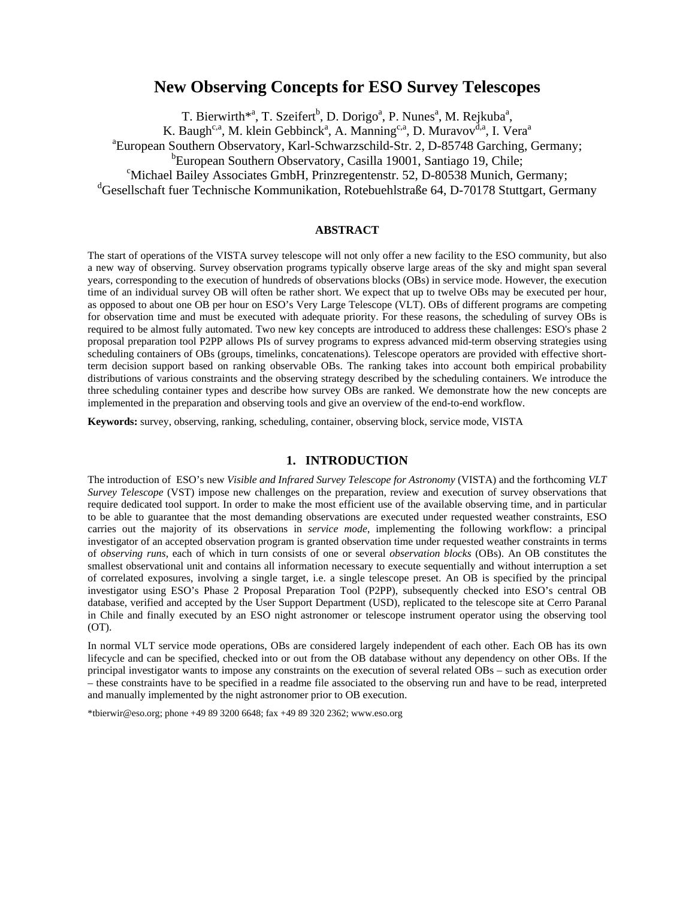# New Observing Concepts for ESO Survey Telescopes

T. Bierwirth*[a], T. Szeifert[b], D. Dorigo[a], P. Nunes[a], M. Rejkuba[a],
K. Baugh[c,a], M. klein Gebbinck[a], A. Manning[c,a], D. Muravov[d,a], I. Vera[a]

[a]European Southern Observatory, Karl-Schwarzschild-Str. 2, D-85748 Garching, Germany;
[b]European Southern Observatory, Casilla 19001, Santiago 19, Chile;
[c]Michael Bailey Associates GmbH, Prinzregentenstr. 52, D-80538 Munich, Germany;
[d]Gesellschaft fuer Technische Kommunikation, Rotebuehlstraße 64, D-70178 Stuttgart, Germany

## ABSTRACT

The start of operations of the VISTA survey telescope will not only offer a new facility to the ESO community, but also a new way of observing. Survey observation programs typically observe large areas of the sky and might span several years, corresponding to the execution of hundreds of observations blocks (OBs) in service mode. However, the execution time of an individual survey OB will often be rather short. We expect that up to twelve OBs may be executed per hour, as opposed to about one OB per hour on ESO's Very Large Telescope (VLT). OBs of different programs are competing for observation time and must be executed with adequate priority. For these reasons, the scheduling of survey OBs is required to be almost fully automated. Two new key concepts are introduced to address these challenges: ESO's phase 2 proposal preparation tool P2PP allows PIs of survey programs to express advanced mid-term observing strategies using scheduling containers of OBs (groups, timelinks, concatenations). Telescope operators are provided with effective short-term decision support based on ranking observable OBs. The ranking takes into account both empirical probability distributions of various constraints and the observing strategy described by the scheduling containers. We introduce the three scheduling container types and describe how survey OBs are ranked. We demonstrate how the new concepts are implemented in the preparation and observing tools and give an overview of the end-to-end workflow.

**Keywords:** survey, observing, ranking, scheduling, container, observing block, service mode, VISTA

## 1. INTRODUCTION

The introduction of ESO's new *Visible and Infrared Survey Telescope for Astronomy* (VISTA) and the forthcoming *VLT Survey Telescope* (VST) impose new challenges on the preparation, review and execution of survey observations that require dedicated tool support. In order to make the most efficient use of the available observing time, and in particular to be able to guarantee that the most demanding observations are executed under requested weather constraints, ESO carries out the majority of its observations in *service mode*, implementing the following workflow: a principal investigator of an accepted observation program is granted observation time under requested weather constraints in terms of *observing runs*, each of which in turn consists of one or several *observation blocks* (OBs). An OB constitutes the smallest observational unit and contains all information necessary to execute sequentially and without interruption a set of correlated exposures, involving a single target, i.e. a single telescope preset. An OB is specified by the principal investigator using ESO's Phase 2 Proposal Preparation Tool (P2PP), subsequently checked into ESO's central OB database, verified and accepted by the User Support Department (USD), replicated to the telescope site at Cerro Paranal in Chile and finally executed by an ESO night astronomer or telescope instrument operator using the observing tool (OT).

In normal VLT service mode operations, OBs are considered largely independent of each other. Each OB has its own lifecycle and can be specified, checked into or out from the OB database without any dependency on other OBs. If the principal investigator wants to impose any constraints on the execution of several related OBs – such as execution order – these constraints have to be specified in a readme file associated to the observing run and have to be read, interpreted and manually implemented by the night astronomer prior to OB execution.

*tbierwir@eso.org; phone +49 89 3200 6648; fax +49 89 320 2362; www.eso.org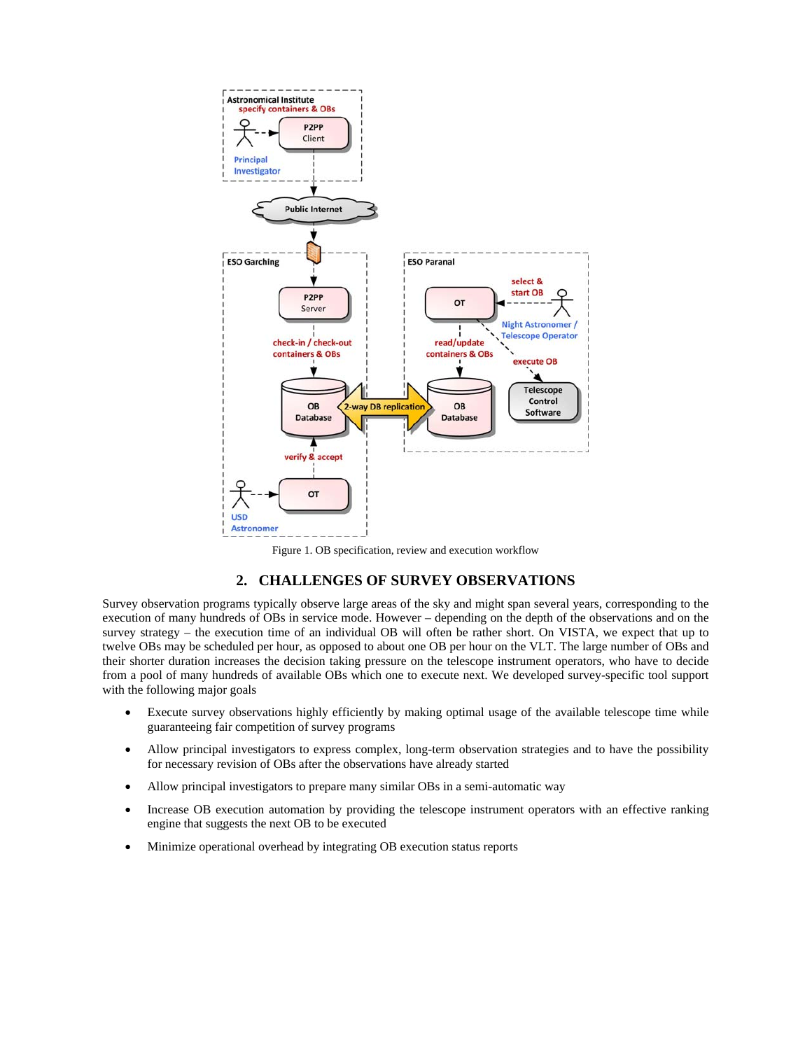Figure 1. OB specification, review and execution workflow

## 2. CHALLENGES OF SURVEY OBSERVATIONS

Survey observation programs typically observe large areas of the sky and might span several years, corresponding to the execution of many hundreds of OBs in service mode. However – depending on the depth of the observations and on the survey strategy – the execution time of an individual OB will often be rather short. On VISTA, we expect that up to twelve OBs may be scheduled per hour, as opposed to about one OB per hour on the VLT. The large number of OBs and their shorter duration increases the decision taking pressure on the telescope instrument operators, who have to decide from a pool of many hundreds of available OBs which one to execute next. We developed survey-specific tool support with the following major goals

- Execute survey observations highly efficiently by making optimal usage of the available telescope time while guaranteeing fair competition of survey programs
- Allow principal investigators to express complex, long-term observation strategies and to have the possibility for necessary revision of OBs after the observations have already started
- Allow principal investigators to prepare many similar OBs in a semi-automatic way
- Increase OB execution automation by providing the telescope instrument operators with an effective ranking engine that suggests the next OB to be executed
- Minimize operational overhead by integrating OB execution status reports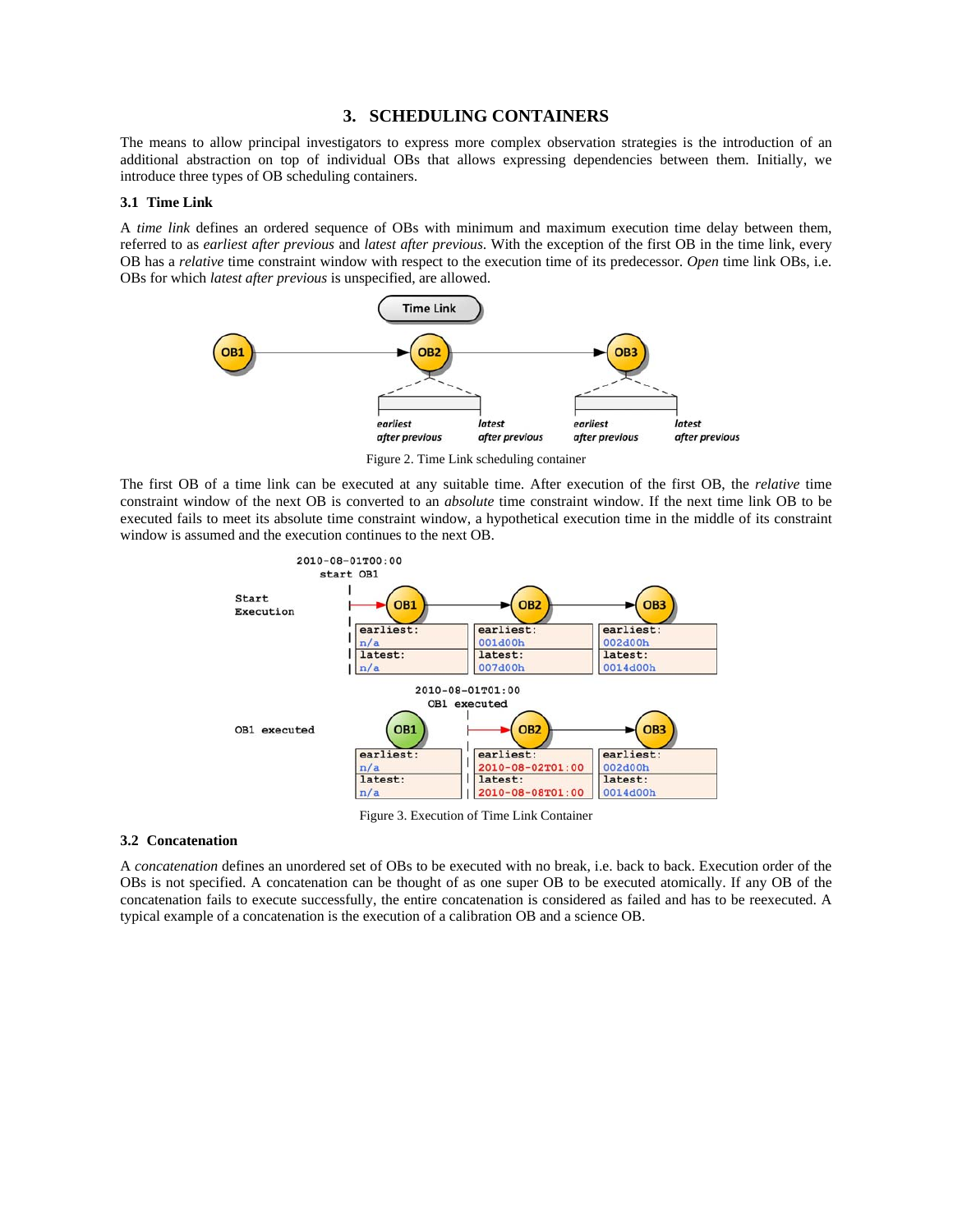## 3. SCHEDULING CONTAINERS

The means to allow principal investigators to express more complex observation strategies is the introduction of an additional abstraction on top of individual OBs that allows expressing dependencies between them. Initially, we introduce three types of OB scheduling containers.

### 3.1 Time Link

A *time link* defines an ordered sequence of OBs with minimum and maximum execution time delay between them, referred to as *earliest after previous* and *latest after previous*. With the exception of the first OB in the time link, every OB has a *relative* time constraint window with respect to the execution time of its predecessor. *Open* time link OBs, i.e. OBs for which *latest after previous* is unspecified, are allowed.

Figure 2. Time Link scheduling container

The first OB of a time link can be executed at any suitable time. After execution of the first OB, the *relative* time constraint window of the next OB is converted to an *absolute* time constraint window. If the next time link OB to be executed fails to meet its absolute time constraint window, a hypothetical execution time in the middle of its constraint window is assumed and the execution continues to the next OB.

Figure 3. Execution of Time Link Container

### 3.2 Concatenation

A *concatenation* defines an unordered set of OBs to be executed with no break, i.e. back to back. Execution order of the OBs is not specified. A concatenation can be thought of as one super OB to be executed atomically. If any OB of the concatenation fails to execute successfully, the entire concatenation is considered as failed and has to be reexecuted. A typical example of a concatenation is the execution of a calibration OB and a science OB.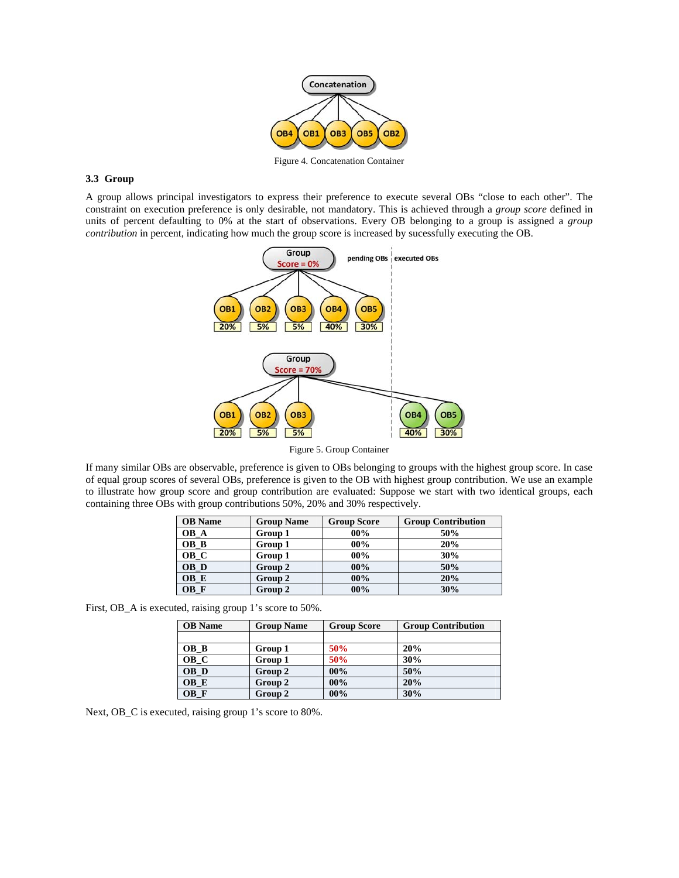Figure 4. Concatenation Container

### 3.3 Group

A group allows principal investigators to express their preference to execute several OBs “close to each other”. The constraint on execution preference is only desirable, not mandatory. This is achieved through a *group score* defined in units of percent defaulting to 0% at the start of observations. Every OB belonging to a group is assigned a *group contribution* in percent, indicating how much the group score is increased by sucessfully executing the OB.

Figure 5. Group Container

If many similar OBs are observable, preference is given to OBs belonging to groups with the highest group score. In case of equal group scores of several OBs, preference is given to the OB with highest group contribution. We use an example to illustrate how group score and group contribution are evaluated: Suppose we start with two identical groups, each containing three OBs with group contributions 50%, 20% and 30% respectively.

| OB Name | Group Name | Group Score | Group Contribution |
|---|---|---|---|
| OB_A | Group 1 | 00% | 50% |
| OB_B | Group 1 | 00% | 20% |
| OB_C | Group 1 | 00% | 30% |
| OB_D | Group 2 | 00% | 50% |
| OB_E | Group 2 | 00% | 20% |
| OB_F | Group 2 | 00% | 30% |

First, OB_A is executed, raising group 1’s score to 50%.

| OB Name | Group Name | Group Score | Group Contribution |
|---|---|---|---|
| | | | |
| OB_B | Group 1 | 50% | 20% |
| OB_C | Group 1 | 50% | 30% |
| OB_D | Group 2 | 00% | 50% |
| OB_E | Group 2 | 00% | 20% |
| OB_F | Group 2 | 00% | 30% |

Next, OB_C is executed, raising group 1’s score to 80%.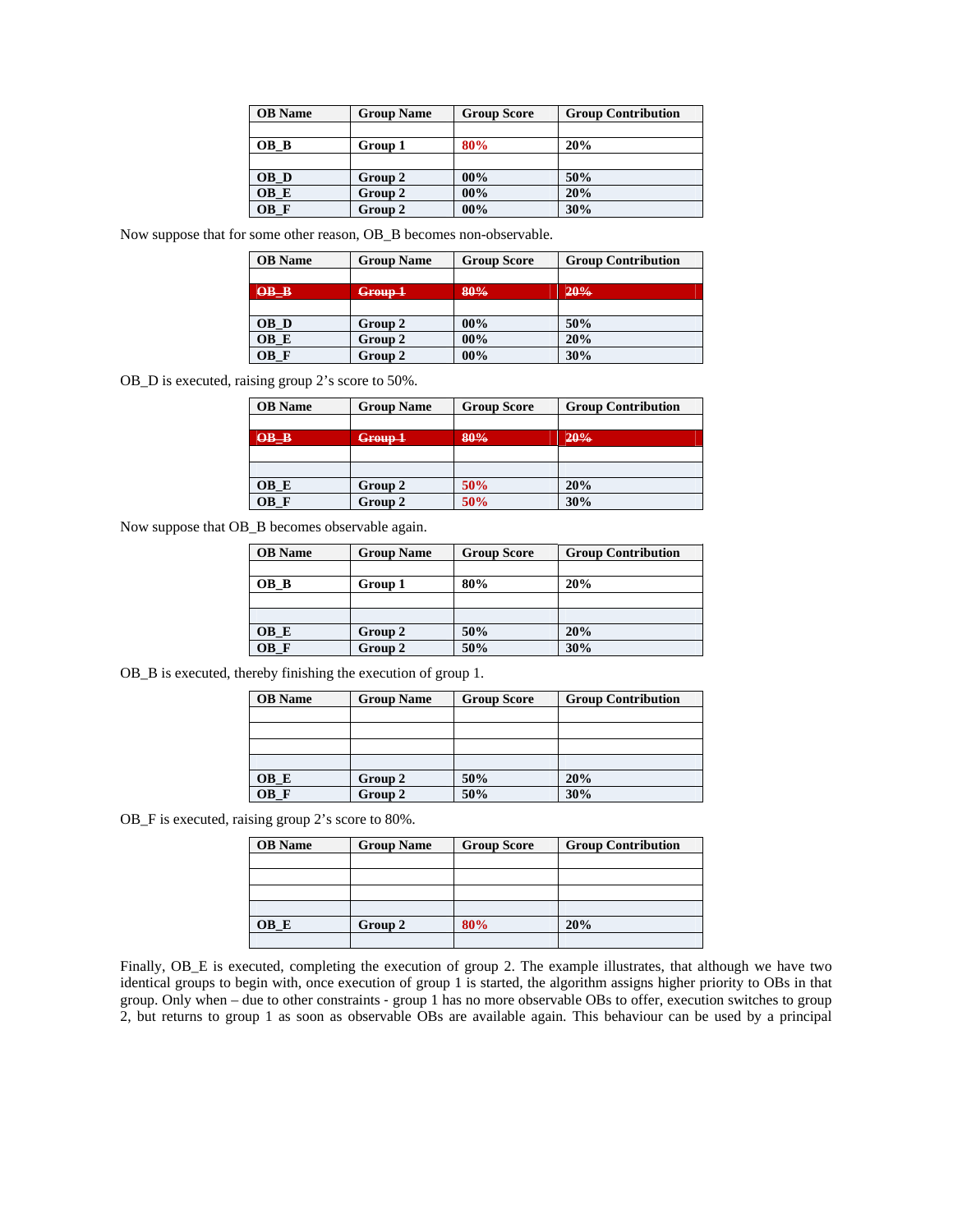| OB Name | Group Name | Group Score | Group Contribution |
|---|---|---|---|
| | | | |
| **OB_B** | **Group 1** | **80%** | **20%** |
| | | | |
| **OB_D** | **Group 2** | **00%** | **50%** |
| **OB_E** | **Group 2** | **00%** | **20%** |
| **OB_F** | **Group 2** | **00%** | **30%** |

Now suppose that for some other reason, OB_B becomes non-observable.

| OB Name | Group Name | Group Score | Group Contribution |
|---|---|---|---|
| | | | |
| ~~OB_B~~ | ~~Group 1~~ | ~~80%~~ | ~~20%~~ |
| | | | |
| **OB_D** | **Group 2** | **00%** | **50%** |
| **OB_E** | **Group 2** | **00%** | **20%** |
| **OB_F** | **Group 2** | **00%** | **30%** |

OB_D is executed, raising group 2's score to 50%.

| OB Name | Group Name | Group Score | Group Contribution |
|---|---|---|---|
| | | | |
| ~~OB_B~~ | ~~Group 1~~ | ~~80%~~ | ~~20%~~ |
| | | | |
| | | | |
| **OB_E** | **Group 2** | **50%** | **20%** |
| **OB_F** | **Group 2** | **50%** | **30%** |

Now suppose that OB_B becomes observable again.

| OB Name | Group Name | Group Score | Group Contribution |
|---|---|---|---|
| | | | |
| **OB_B** | **Group 1** | **80%** | **20%** |
| | | | |
| | | | |
| **OB_E** | **Group 2** | **50%** | **20%** |
| **OB_F** | **Group 2** | **50%** | **30%** |

OB_B is executed, thereby finishing the execution of group 1.

| OB Name | Group Name | Group Score | Group Contribution |
|---|---|---|---|
| | | | |
| | | | |
| | | | |
| | | | |
| **OB_E** | **Group 2** | **50%** | **20%** |
| **OB_F** | **Group 2** | **50%** | **30%** |

OB_F is executed, raising group 2's score to 80%.

| OB Name | Group Name | Group Score | Group Contribution |
|---|---|---|---|
| | | | |
| | | | |
| | | | |
| | | | |
| **OB_E** | **Group 2** | **80%** | **20%** |
| | | | |

Finally, OB_E is executed, completing the execution of group 2. The example illustrates, that although we have two identical groups to begin with, once execution of group 1 is started, the algorithm assigns higher priority to OBs in that group. Only when – due to other constraints - group 1 has no more observable OBs to offer, execution switches to group 2, but returns to group 1 as soon as observable OBs are available again. This behaviour can be used by a principal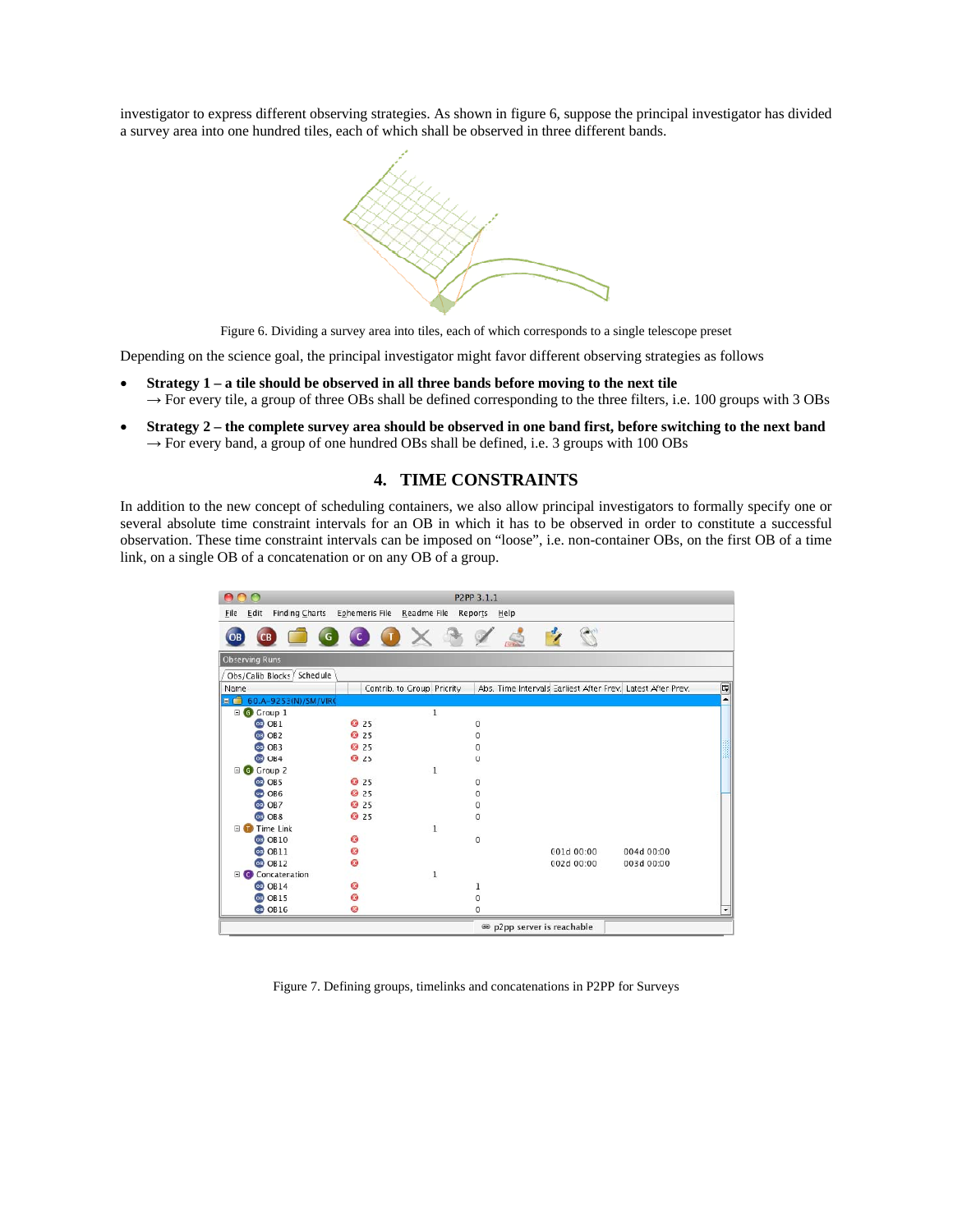investigator to express different observing strategies. As shown in figure 6, suppose the principal investigator has divided a survey area into one hundred tiles, each of which shall be observed in three different bands.

Figure 6. Dividing a survey area into tiles, each of which corresponds to a single telescope preset

Depending on the science goal, the principal investigator might favor different observing strategies as follows

- **Strategy 1 – a tile should be observed in all three bands before moving to the next tile**
  → For every tile, a group of three OBs shall be defined corresponding to the three filters, i.e. 100 groups with 3 OBs
- **Strategy 2 – the complete survey area should be observed in one band first, before switching to the next band**
  → For every band, a group of one hundred OBs shall be defined, i.e. 3 groups with 100 OBs

## 4. TIME CONSTRAINTS

In addition to the new concept of scheduling containers, we also allow principal investigators to formally specify one or several absolute time constraint intervals for an OB in which it has to be observed in order to constitute a successful observation. These time constraint intervals can be imposed on "loose", i.e. non-container OBs, on the first OB of a time link, on a single OB of a concatenation or on any OB of a group.

Figure 7. Defining groups, timelinks and concatenations in P2PP for Surveys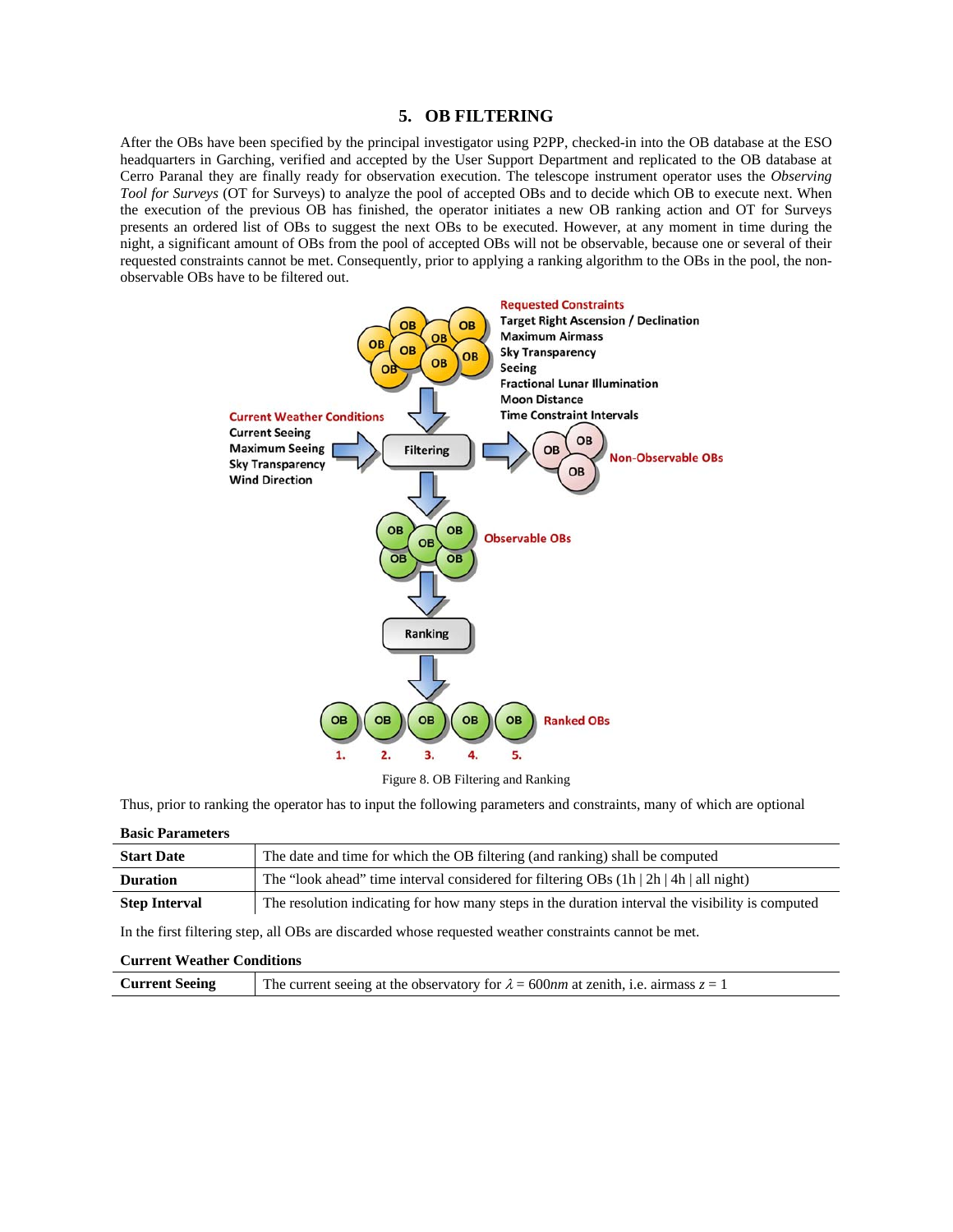## 5. OB FILTERING

After the OBs have been specified by the principal investigator using P2PP, checked-in into the OB database at the ESO headquarters in Garching, verified and accepted by the User Support Department and replicated to the OB database at Cerro Paranal they are finally ready for observation execution. The telescope instrument operator uses the *Observing Tool for Surveys* (OT for Surveys) to analyze the pool of accepted OBs and to decide which OB to execute next. When the execution of the previous OB has finished, the operator initiates a new OB ranking action and OT for Surveys presents an ordered list of OBs to suggest the next OBs to be executed. However, at any moment in time during the night, a significant amount of OBs from the pool of accepted OBs will not be observable, because one or several of their requested constraints cannot be met. Consequently, prior to applying a ranking algorithm to the OBs in the pool, the non-observable OBs have to be filtered out.

Figure 8. OB Filtering and Ranking

Thus, prior to ranking the operator has to input the following parameters and constraints, many of which are optional

**Basic Parameters**

| | |
|---|---|
| **Start Date** | The date and time for which the OB filtering (and ranking) shall be computed |
| **Duration** | The "look ahead" time interval considered for filtering OBs (1h \| 2h \| 4h \| all night) |
| **Step Interval** | The resolution indicating for how many steps in the duration interval the visibility is computed |

In the first filtering step, all OBs are discarded whose requested weather constraints cannot be met.

**Current Weather Conditions**

| | |
|---|---|
| **Current Seeing** | The current seeing at the observatory for $\lambda = 600nm$ at zenith, i.e. airmass $z = 1$ |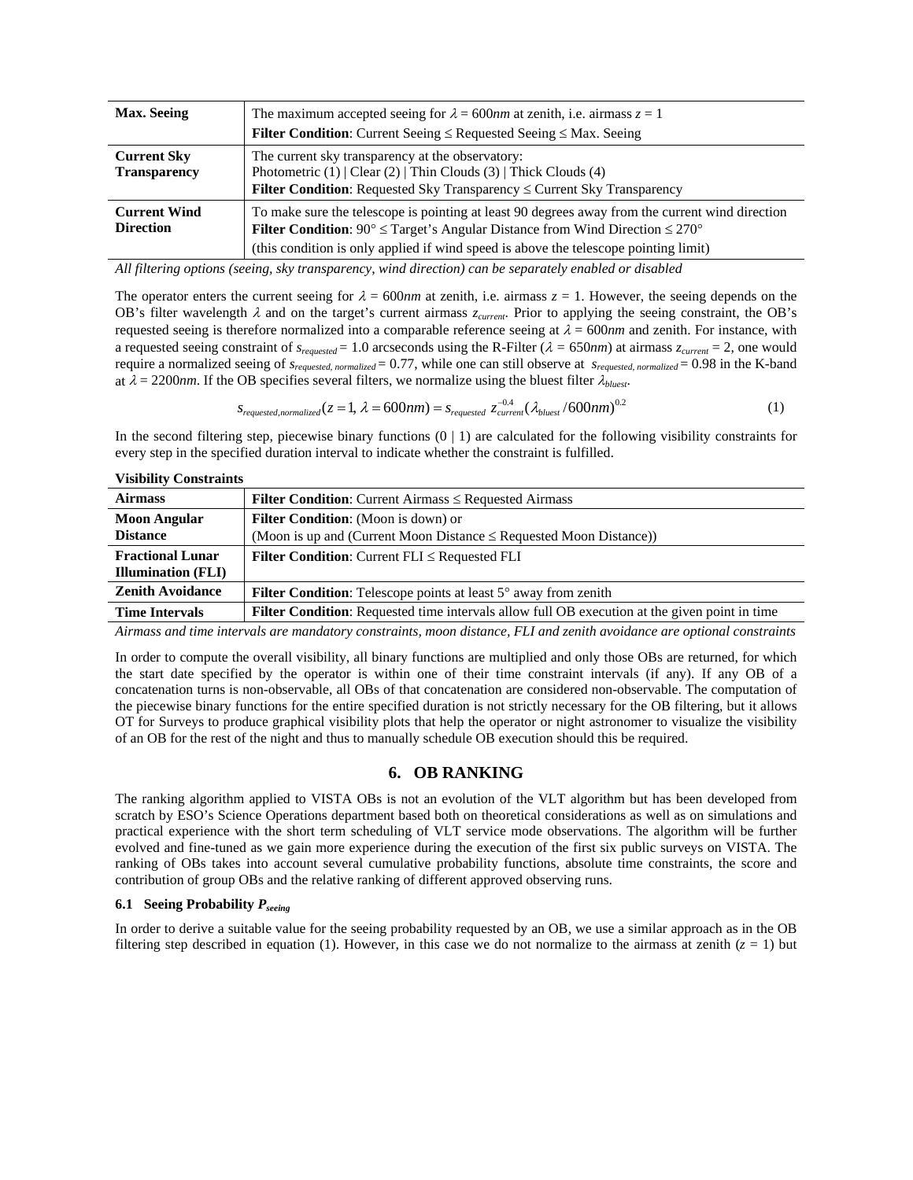| | |
|---|---|
| **Max. Seeing** | The maximum accepted seeing for $\lambda = 600nm$ at zenith, i.e. airmass $z = 1$<br>**Filter Condition**: Current Seeing ≤ Requested Seeing ≤ Max. Seeing |
| **Current Sky Transparency** | The current sky transparency at the observatory:<br>Photometric (1) \| Clear (2) \| Thin Clouds (3) \| Thick Clouds (4)<br>**Filter Condition**: Requested Sky Transparency ≤ Current Sky Transparency |
| **Current Wind Direction** | To make sure the telescope is pointing at least 90 degrees away from the current wind direction<br>**Filter Condition**: 90° ≤ Target's Angular Distance from Wind Direction ≤ 270°<br>(this condition is only applied if wind speed is above the telescope pointing limit) |

*All filtering options (seeing, sky transparency, wind direction) can be separately enabled or disabled*

The operator enters the current seeing for $\lambda = 600nm$ at zenith, i.e. airmass $z = 1$. However, the seeing depends on the OB's filter wavelength $\lambda$ and on the target's current airmass $z_{current}$. Prior to applying the seeing constraint, the OB's requested seeing is therefore normalized into a comparable reference seeing at $\lambda = 600nm$ and zenith. For instance, with a requested seeing constraint of $s_{requested} = 1.0$ arcseconds using the R-Filter ($\lambda = 650nm$) at airmass $z_{current} = 2$, one would require a normalized seeing of $s_{requested,\, normalized} = 0.77$, while one can still observe at $s_{requested,\, normalized} = 0.98$ in the K-band at $\lambda = 2200nm$. If the OB specifies several filters, we normalize using the bluest filter $\lambda_{bluest}$.

$$s_{requested,normalized}(z=1, \lambda = 600nm) = s_{requested}\ z_{current}^{-0.4} (\lambda_{bluest} / 600nm)^{0.2} \tag{1}$$

In the second filtering step, piecewise binary functions (0 | 1) are calculated for the following visibility constraints for every step in the specified duration interval to indicate whether the constraint is fulfilled.

**Visibility Constraints**

| | |
|---|---|
| **Airmass** | **Filter Condition**: Current Airmass ≤ Requested Airmass |
| **Moon Angular Distance** | **Filter Condition**: (Moon is down) or<br>(Moon is up and (Current Moon Distance ≤ Requested Moon Distance)) |
| **Fractional Lunar Illumination (FLI)** | **Filter Condition**: Current FLI ≤ Requested FLI |
| **Zenith Avoidance** | **Filter Condition**: Telescope points at least 5° away from zenith |
| **Time Intervals** | **Filter Condition**: Requested time intervals allow full OB execution at the given point in time |

*Airmass and time intervals are mandatory constraints, moon distance, FLI and zenith avoidance are optional constraints*

In order to compute the overall visibility, all binary functions are multiplied and only those OBs are returned, for which the start date specified by the operator is within one of their time constraint intervals (if any). If any OB of a concatenation turns is non-observable, all OBs of that concatenation are considered non-observable. The computation of the piecewise binary functions for the entire specified duration is not strictly necessary for the OB filtering, but it allows OT for Surveys to produce graphical visibility plots that help the operator or night astronomer to visualize the visibility of an OB for the rest of the night and thus to manually schedule OB execution should this be required.

## 6. OB RANKING

The ranking algorithm applied to VISTA OBs is not an evolution of the VLT algorithm but has been developed from scratch by ESO's Science Operations department based both on theoretical considerations as well as on simulations and practical experience with the short term scheduling of VLT service mode observations. The algorithm will be further evolved and fine-tuned as we gain more experience during the execution of the first six public surveys on VISTA. The ranking of OBs takes into account several cumulative probability functions, absolute time constraints, the score and contribution of group OBs and the relative ranking of different approved observing runs.

### 6.1 Seeing Probability $P_{seeing}$

In order to derive a suitable value for the seeing probability requested by an OB, we use a similar approach as in the OB filtering step described in equation (1). However, in this case we do not normalize to the airmass at zenith ($z = 1$) but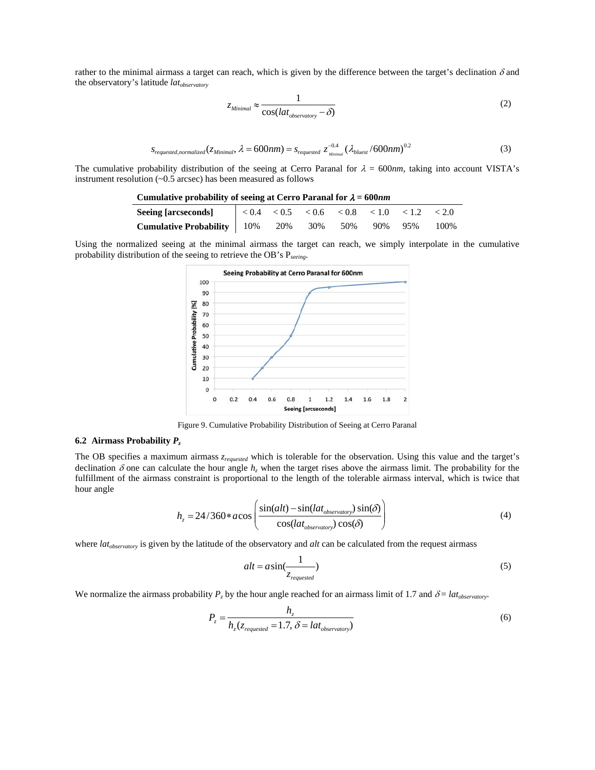rather to the minimal airmass a target can reach, which is given by the difference between the target's declination $\delta$ and the observatory's latitude $lat_{observatory}$

$$z_{Minimal} \approx \frac{1}{\cos(lat_{observatory} - \delta)} \tag{2}$$

$$s_{requested,normalized}(z_{Minimal}, \lambda = 600nm) = s_{requested}\; z_{Minimal}^{-0.4}\; (\lambda_{bluest} / 600nm)^{0.2} \tag{3}$$

The cumulative probability distribution of the seeing at Cerro Paranal for $\lambda$ = 600*nm*, taking into account VISTA's instrument resolution (~0.5 arcsec) has been measured as follows

**Cumulative probability of seeing at Cerro Paranal for $\lambda$ = 600*nm***

| **Seeing [arcseconds]** | < 0.4 | < 0.5 | < 0.6 | < 0.8 | < 1.0 | < 1.2 | < 2.0 |
|---|---|---|---|---|---|---|---|
| **Cumulative Probability** | 10% | 20% | 30% | 50% | 90% | 95% | 100% |

Using the normalized seeing at the minimal airmass the target can reach, we simply interpolate in the cumulative probability distribution of the seeing to retrieve the OB's $P_{seeing}$.

Figure 9. Cumulative Probability Distribution of Seeing at Cerro Paranal

### 6.2 Airmass Probability $P_z$

The OB specifies a maximum airmass $z_{requested}$ which is tolerable for the observation. Using this value and the target's declination $\delta$ one can calculate the hour angle $h_z$ when the target rises above the airmass limit. The probability for the fulfillment of the airmass constraint is proportional to the length of the tolerable airmass interval, which is twice that hour angle

$$h_z = 24/360 * a\cos\left(\frac{\sin(alt) - \sin(lat_{observatory})\sin(\delta)}{\cos(lat_{observatory})\cos(\delta)}\right) \tag{4}$$

where $lat_{observatory}$ is given by the latitude of the observatory and *alt* can be calculated from the request airmass

$$alt = a\sin\left(\frac{1}{z_{requested}}\right) \tag{5}$$

We normalize the airmass probability $P_z$ by the hour angle reached for an airmass limit of 1.7 and $\delta = lat_{observatory}$.

$$P_z = \frac{h_z}{h_z(z_{requested} = 1.7, \delta = lat_{observatory})} \tag{6}$$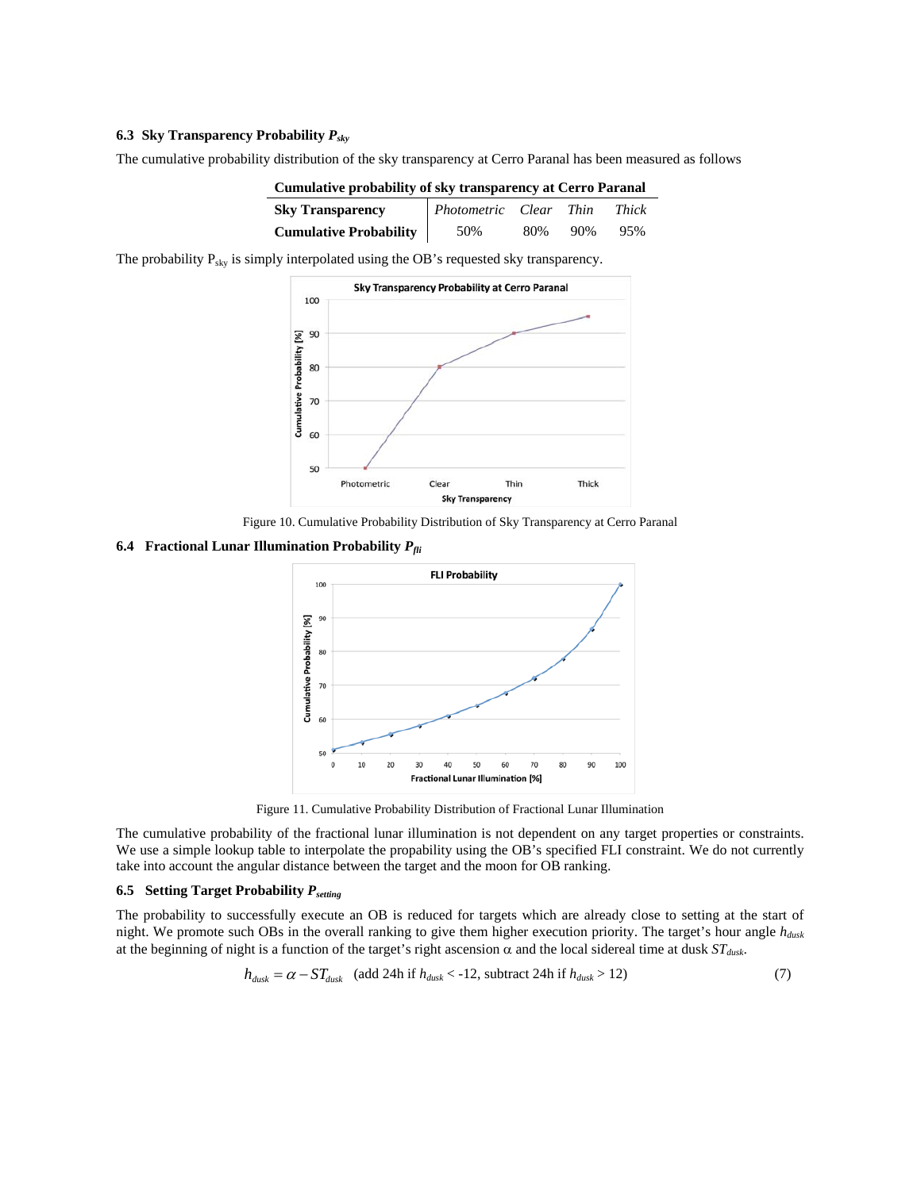### 6.3 Sky Transparency Probability $P_{sky}$

The cumulative probability distribution of the sky transparency at Cerro Paranal has been measured as follows

**Cumulative probability of sky transparency at Cerro Paranal**

| **Sky Transparency** | *Photometric* | *Clear* | *Thin* | *Thick* |
|---|---|---|---|---|
| **Cumulative Probability** | 50% | 80% | 90% | 95% |

The probability $P_{sky}$ is simply interpolated using the OB's requested sky transparency.

Figure 10. Cumulative Probability Distribution of Sky Transparency at Cerro Paranal

### 6.4 Fractional Lunar Illumination Probability $P_{fli}$

Figure 11. Cumulative Probability Distribution of Fractional Lunar Illumination

The cumulative probability of the fractional lunar illumination is not dependent on any target properties or constraints. We use a simple lookup table to interpolate the propability using the OB's specified FLI constraint. We do not currently take into account the angular distance between the target and the moon for OB ranking.

### 6.5 Setting Target Probability $P_{setting}$

The probability to successfully execute an OB is reduced for targets which are already close to setting at the start of night. We promote such OBs in the overall ranking to give them higher execution priority. The target's hour angle $h_{dusk}$ at the beginning of night is a function of the target's right ascension $\alpha$ and the local sidereal time at dusk $ST_{dusk}$.

$$h_{dusk} = \alpha - ST_{dusk} \quad \text{(add 24h if } h_{dusk} < \text{-12, subtract 24h if } h_{dusk} > 12\text{)} \tag{7}$$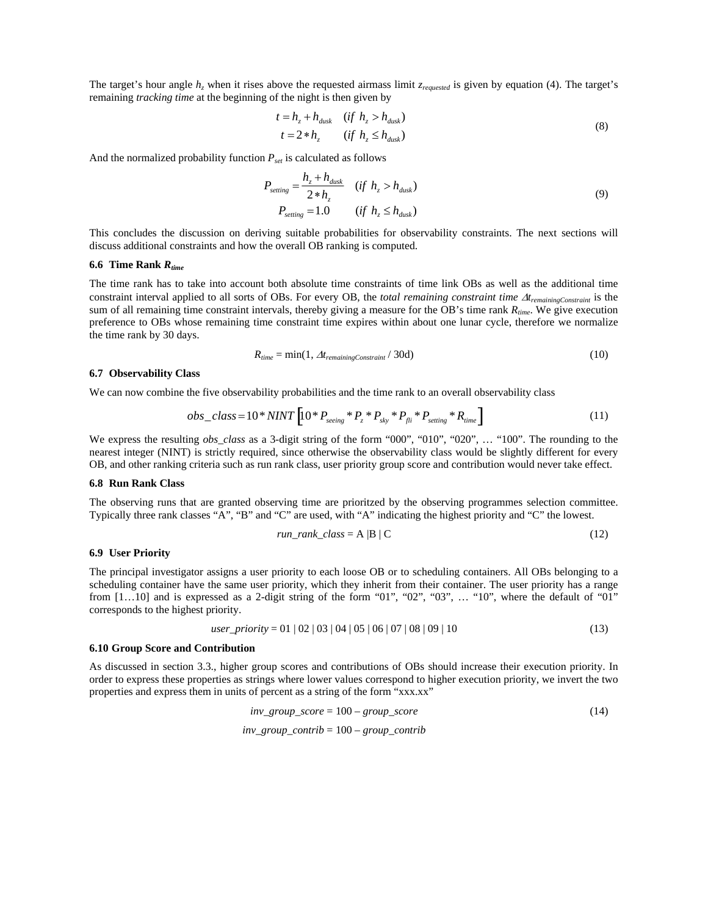The target's hour angle $h_z$ when it rises above the requested airmass limit $z_{requested}$ is given by equation (4). The target's remaining *tracking time* at the beginning of the night is then given by

$$
\begin{aligned}
t &= h_z + h_{dusk} \quad (if\ h_z > h_{dusk}) \\
t &= 2 * h_z \quad (if\ h_z \leq h_{dusk})
\end{aligned}
\tag{8}
$$

And the normalized probability function $P_{set}$ is calculated as follows

$$
\begin{aligned}
P_{setting} &= \frac{h_z + h_{dusk}}{2 * h_z} \quad (if\ h_z > h_{dusk}) \\
P_{setting} &= 1.0 \quad (if\ h_z \leq h_{dusk})
\end{aligned}
\tag{9}
$$

This concludes the discussion on deriving suitable probabilities for observability constraints. The next sections will discuss additional constraints and how the overall OB ranking is computed.

### 6.6 Time Rank $R_{time}$

The time rank has to take into account both absolute time constraints of time link OBs as well as the additional time constraint interval applied to all sorts of OBs. For every OB, the *total remaining constraint time* $\Delta t_{remainingConstraint}$ is the sum of all remaining time constraint intervals, thereby giving a measure for the OB's time rank $R_{time}$. We give execution preference to OBs whose remaining time constraint time expires within about one lunar cycle, therefore we normalize the time rank by 30 days.

$$
R_{time} = \min(1, \Delta t_{remainingConstraint} / 30d) \tag{10}
$$

### 6.7 Observability Class

We can now combine the five observability probabilities and the time rank to an overall observability class

$$
obs\_class = 10 * NINT\left[10 * P_{seeing} * P_z * P_{sky} * P_{fli} * P_{setting} * R_{time}\right] \tag{11}
$$

We express the resulting *obs_class* as a 3-digit string of the form "000", "010", "020", … "100". The rounding to the nearest integer (NINT) is strictly required, since otherwise the observability class would be slightly different for every OB, and other ranking criteria such as run rank class, user priority group score and contribution would never take effect.

### 6.8 Run Rank Class

The observing runs that are granted observing time are prioritzed by the observing programmes selection committee. Typically three rank classes "A", "B" and "C" are used, with "A" indicating the highest priority and "C" the lowest.

$$
run\_rank\_class = A\ |B\ |\ C \tag{12}
$$

### 6.9 User Priority

The principal investigator assigns a user priority to each loose OB or to scheduling containers. All OBs belonging to a scheduling container have the same user priority, which they inherit from their container. The user priority has a range from [1…10] and is expressed as a 2-digit string of the form "01", "02", "03", … "10", where the default of "01" corresponds to the highest priority.

$$
user\_priority = 01\ |\ 02\ |\ 03\ |\ 04\ |\ 05\ |\ 06\ |\ 07\ |\ 08\ |\ 09\ |\ 10 \tag{13}
$$

### 6.10 Group Score and Contribution

As discussed in section 3.3., higher group scores and contributions of OBs should increase their execution priority. In order to express these properties as strings where lower values correspond to higher execution priority, we invert the two properties and express them in units of percent as a string of the form "xxx.xx"

$$
\begin{aligned}
inv\_group\_score &= 100 - group\_score \\
inv\_group\_contrib &= 100 - group\_contrib
\end{aligned}
\tag{14}
$$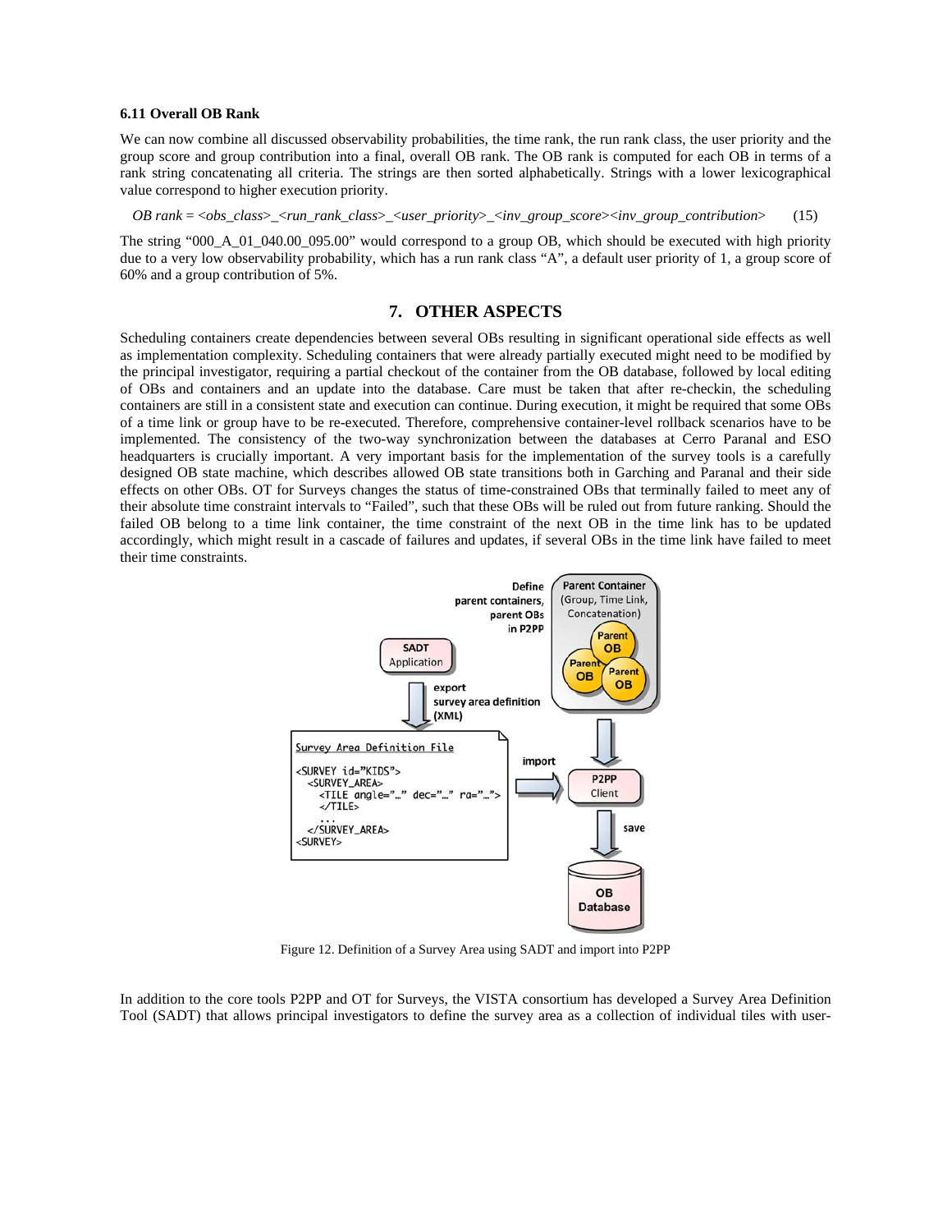### 6.11 Overall OB Rank

We can now combine all discussed observability probabilities, the time rank, the run rank class, the user priority and the group score and group contribution into a final, overall OB rank. The OB rank is computed for each OB in terms of a rank string concatenating all criteria. The strings are then sorted alphabetically. Strings with a lower lexicographical value correspond to higher execution priority.

*OB rank* = *<obs_class>_<run_rank_class>_<user_priority>_<inv_group_score><inv_group_contribution>* (15)

The string "000_A_01_040.00_095.00" would correspond to a group OB, which should be executed with high priority due to a very low observability probability, which has a run rank class "A", a default user priority of 1, a group score of 60% and a group contribution of 5%.

## 7. OTHER ASPECTS

Scheduling containers create dependencies between several OBs resulting in significant operational side effects as well as implementation complexity. Scheduling containers that were already partially executed might need to be modified by the principal investigator, requiring a partial checkout of the container from the OB database, followed by local editing of OBs and containers and an update into the database. Care must be taken that after re-checkin, the scheduling containers are still in a consistent state and execution can continue. During execution, it might be required that some OBs of a time link or group have to be re-executed. Therefore, comprehensive container-level rollback scenarios have to be implemented. The consistency of the two-way synchronization between the databases at Cerro Paranal and ESO headquarters is crucially important. A very important basis for the implementation of the survey tools is a carefully designed OB state machine, which describes allowed OB state transitions both in Garching and Paranal and their side effects on other OBs. OT for Surveys changes the status of time-constrained OBs that terminally failed to meet any of their absolute time constraint intervals to "Failed", such that these OBs will be ruled out from future ranking. Should the failed OB belong to a time link container, the time constraint of the next OB in the time link has to be updated accordingly, which might result in a cascade of failures and updates, if several OBs in the time link have failed to meet their time constraints.

Figure 12. Definition of a Survey Area using SADT and import into P2PP

In addition to the core tools P2PP and OT for Surveys, the VISTA consortium has developed a Survey Area Definition Tool (SADT) that allows principal investigators to define the survey area as a collection of individual tiles with user-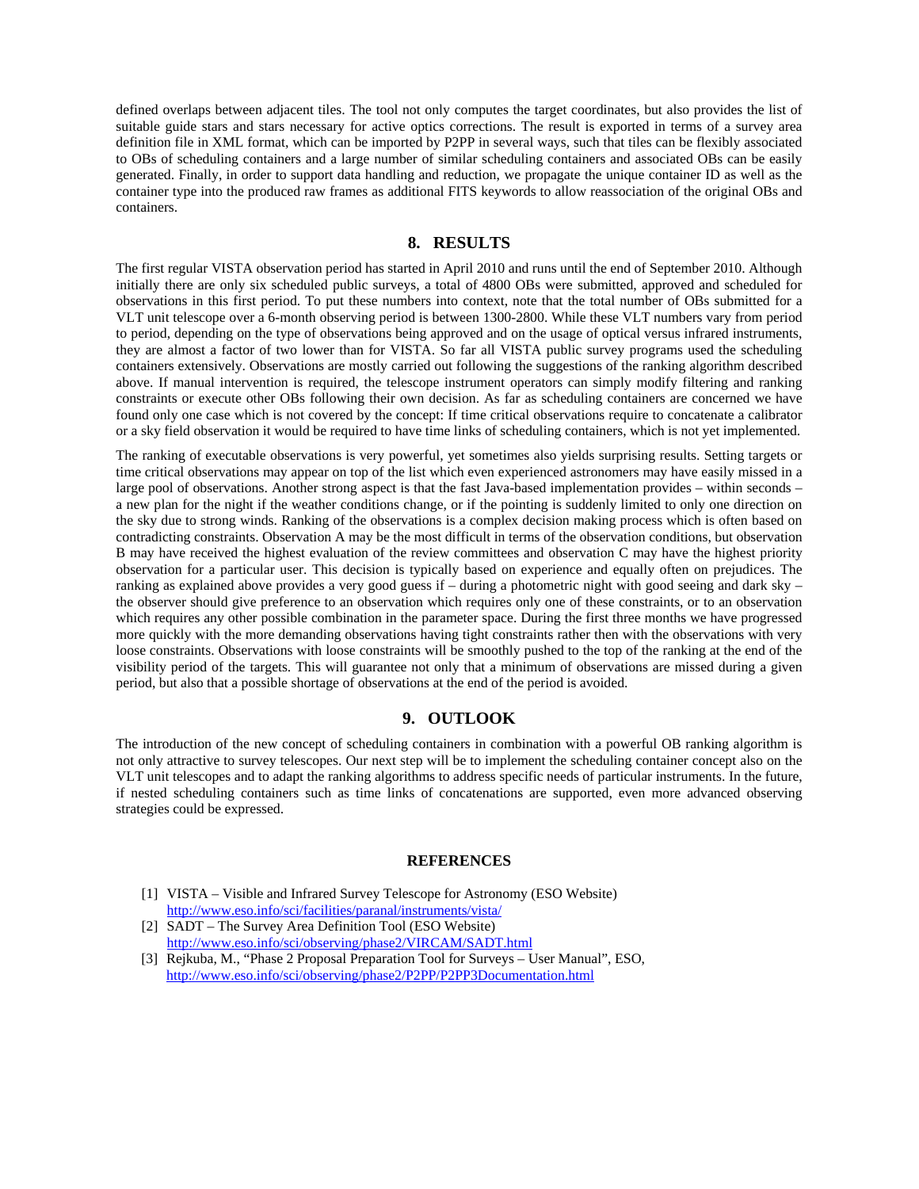defined overlaps between adjacent tiles. The tool not only computes the target coordinates, but also provides the list of suitable guide stars and stars necessary for active optics corrections. The result is exported in terms of a survey area definition file in XML format, which can be imported by P2PP in several ways, such that tiles can be flexibly associated to OBs of scheduling containers and a large number of similar scheduling containers and associated OBs can be easily generated. Finally, in order to support data handling and reduction, we propagate the unique container ID as well as the container type into the produced raw frames as additional FITS keywords to allow reassociation of the original OBs and containers.

## 8. RESULTS

The first regular VISTA observation period has started in April 2010 and runs until the end of September 2010. Although initially there are only six scheduled public surveys, a total of 4800 OBs were submitted, approved and scheduled for observations in this first period. To put these numbers into context, note that the total number of OBs submitted for a VLT unit telescope over a 6-month observing period is between 1300-2800. While these VLT numbers vary from period to period, depending on the type of observations being approved and on the usage of optical versus infrared instruments, they are almost a factor of two lower than for VISTA. So far all VISTA public survey programs used the scheduling containers extensively. Observations are mostly carried out following the suggestions of the ranking algorithm described above. If manual intervention is required, the telescope instrument operators can simply modify filtering and ranking constraints or execute other OBs following their own decision. As far as scheduling containers are concerned we have found only one case which is not covered by the concept: If time critical observations require to concatenate a calibrator or a sky field observation it would be required to have time links of scheduling containers, which is not yet implemented.

The ranking of executable observations is very powerful, yet sometimes also yields surprising results. Setting targets or time critical observations may appear on top of the list which even experienced astronomers may have easily missed in a large pool of observations. Another strong aspect is that the fast Java-based implementation provides – within seconds – a new plan for the night if the weather conditions change, or if the pointing is suddenly limited to only one direction on the sky due to strong winds. Ranking of the observations is a complex decision making process which is often based on contradicting constraints. Observation A may be the most difficult in terms of the observation conditions, but observation B may have received the highest evaluation of the review committees and observation C may have the highest priority observation for a particular user. This decision is typically based on experience and equally often on prejudices. The ranking as explained above provides a very good guess if – during a photometric night with good seeing and dark sky – the observer should give preference to an observation which requires only one of these constraints, or to an observation which requires any other possible combination in the parameter space. During the first three months we have progressed more quickly with the more demanding observations having tight constraints rather then with the observations with very loose constraints. Observations with loose constraints will be smoothly pushed to the top of the ranking at the end of the visibility period of the targets. This will guarantee not only that a minimum of observations are missed during a given period, but also that a possible shortage of observations at the end of the period is avoided.

## 9. OUTLOOK

The introduction of the new concept of scheduling containers in combination with a powerful OB ranking algorithm is not only attractive to survey telescopes. Our next step will be to implement the scheduling container concept also on the VLT unit telescopes and to adapt the ranking algorithms to address specific needs of particular instruments. In the future, if nested scheduling containers such as time links of concatenations are supported, even more advanced observing strategies could be expressed.

## REFERENCES

[1] VISTA – Visible and Infrared Survey Telescope for Astronomy (ESO Website) http://www.eso.info/sci/facilities/paranal/instruments/vista/

[2] SADT – The Survey Area Definition Tool (ESO Website) http://www.eso.info/sci/observing/phase2/VIRCAM/SADT.html

[3] Rejkuba, M., "Phase 2 Proposal Preparation Tool for Surveys – User Manual", ESO, http://www.eso.info/sci/observing/phase2/P2PP/P2PP3Documentation.html